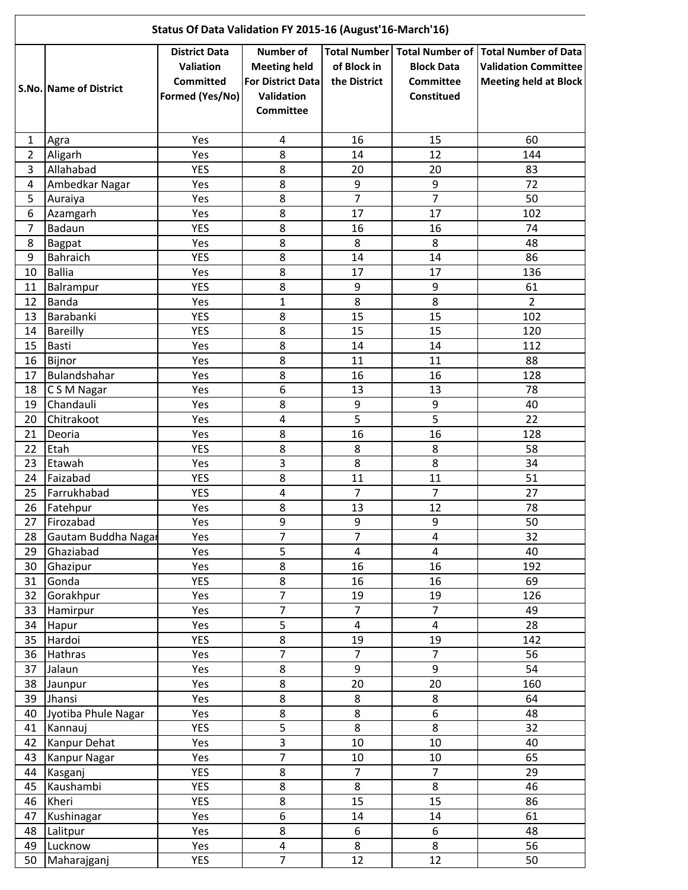## Status Of Data Validation FY 2015-16 (August'16-March'16)

| S.No. | Name of District | District Data Valiation Committed Formed (Yes/No) | Number of Meeting held For District Data Validation Committee | Total Number of Block in the District | Total Number of Block Data Committee Constitued | Total Number of Data Validation Committee Meeting held at Block |
|---|---|---|---|---|---|---|
| 1 | Agra | Yes | 4 | 16 | 15 | 60 |
| 2 | Aligarh | Yes | 8 | 14 | 12 | 144 |
| 3 | Allahabad | YES | 8 | 20 | 20 | 83 |
| 4 | Ambedkar Nagar | Yes | 8 | 9 | 9 | 72 |
| 5 | Auraiya | Yes | 8 | 7 | 7 | 50 |
| 6 | Azamgarh | Yes | 8 | 17 | 17 | 102 |
| 7 | Badaun | YES | 8 | 16 | 16 | 74 |
| 8 | Bagpat | Yes | 8 | 8 | 8 | 48 |
| 9 | Bahraich | YES | 8 | 14 | 14 | 86 |
| 10 | Ballia | Yes | 8 | 17 | 17 | 136 |
| 11 | Balrampur | YES | 8 | 9 | 9 | 61 |
| 12 | Banda | Yes | 1 | 8 | 8 | 2 |
| 13 | Barabanki | YES | 8 | 15 | 15 | 102 |
| 14 | Bareilly | YES | 8 | 15 | 15 | 120 |
| 15 | Basti | Yes | 8 | 14 | 14 | 112 |
| 16 | Bijnor | Yes | 8 | 11 | 11 | 88 |
| 17 | Bulandshahar | Yes | 8 | 16 | 16 | 128 |
| 18 | C S M Nagar | Yes | 6 | 13 | 13 | 78 |
| 19 | Chandauli | Yes | 8 | 9 | 9 | 40 |
| 20 | Chitrakoot | Yes | 4 | 5 | 5 | 22 |
| 21 | Deoria | Yes | 8 | 16 | 16 | 128 |
| 22 | Etah | YES | 8 | 8 | 8 | 58 |
| 23 | Etawah | Yes | 3 | 8 | 8 | 34 |
| 24 | Faizabad | YES | 8 | 11 | 11 | 51 |
| 25 | Farrukhabad | YES | 4 | 7 | 7 | 27 |
| 26 | Fatehpur | Yes | 8 | 13 | 12 | 78 |
| 27 | Firozabad | Yes | 9 | 9 | 9 | 50 |
| 28 | Gautam Buddha Nagar | Yes | 7 | 7 | 4 | 32 |
| 29 | Ghaziabad | Yes | 5 | 4 | 4 | 40 |
| 30 | Ghazipur | Yes | 8 | 16 | 16 | 192 |
| 31 | Gonda | YES | 8 | 16 | 16 | 69 |
| 32 | Gorakhpur | Yes | 7 | 19 | 19 | 126 |
| 33 | Hamirpur | Yes | 7 | 7 | 7 | 49 |
| 34 | Hapur | Yes | 5 | 4 | 4 | 28 |
| 35 | Hardoi | YES | 8 | 19 | 19 | 142 |
| 36 | Hathras | Yes | 7 | 7 | 7 | 56 |
| 37 | Jalaun | Yes | 8 | 9 | 9 | 54 |
| 38 | Jaunpur | Yes | 8 | 20 | 20 | 160 |
| 39 | Jhansi | Yes | 8 | 8 | 8 | 64 |
| 40 | Jyotiba Phule Nagar | Yes | 8 | 8 | 6 | 48 |
| 41 | Kannauj | YES | 5 | 8 | 8 | 32 |
| 42 | Kanpur Dehat | Yes | 3 | 10 | 10 | 40 |
| 43 | Kanpur Nagar | Yes | 7 | 10 | 10 | 65 |
| 44 | Kasganj | YES | 8 | 7 | 7 | 29 |
| 45 | Kaushambi | YES | 8 | 8 | 8 | 46 |
| 46 | Kheri | YES | 8 | 15 | 15 | 86 |
| 47 | Kushinagar | Yes | 6 | 14 | 14 | 61 |
| 48 | Lalitpur | Yes | 8 | 6 | 6 | 48 |
| 49 | Lucknow | Yes | 4 | 8 | 8 | 56 |
| 50 | Maharajganj | YES | 7 | 12 | 12 | 50 |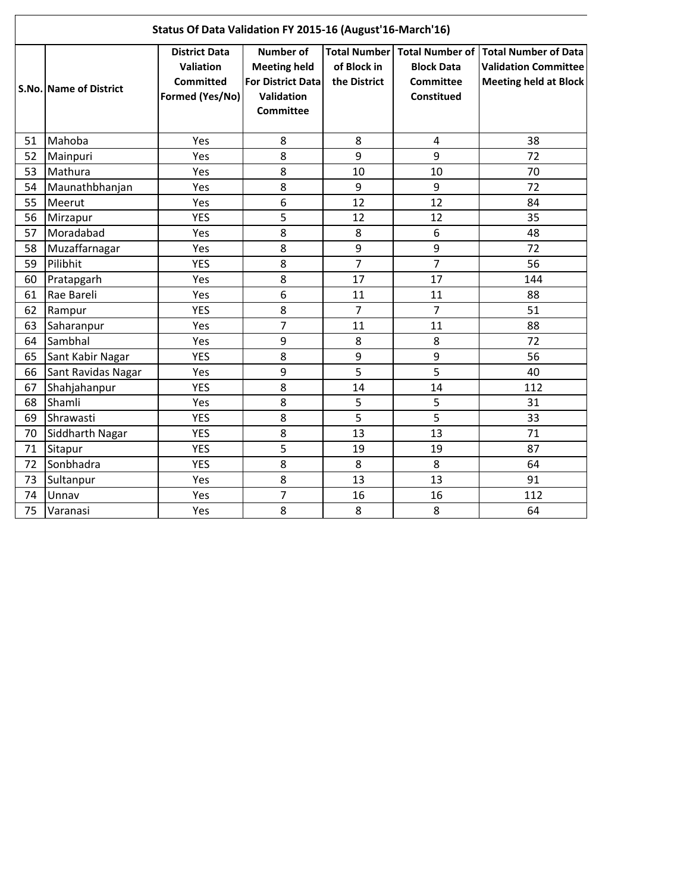## Status Of Data Validation FY 2015-16 (August'16-March'16)

| S.No. | Name of District | District Data Valiation Committed Formed (Yes/No) | Number of Meeting held For District Data Validation Committee | Total Number of Block in the District | Total Number of Block Data Committee Constitued | Total Number of Data Validation Committee Meeting held at Block |
|---|---|---|---|---|---|---|
| 51 | Mahoba | Yes | 8 | 8 | 4 | 38 |
| 52 | Mainpuri | Yes | 8 | 9 | 9 | 72 |
| 53 | Mathura | Yes | 8 | 10 | 10 | 70 |
| 54 | Maunathbhanjan | Yes | 8 | 9 | 9 | 72 |
| 55 | Meerut | Yes | 6 | 12 | 12 | 84 |
| 56 | Mirzapur | YES | 5 | 12 | 12 | 35 |
| 57 | Moradabad | Yes | 8 | 8 | 6 | 48 |
| 58 | Muzaffarnagar | Yes | 8 | 9 | 9 | 72 |
| 59 | Pilibhit | YES | 8 | 7 | 7 | 56 |
| 60 | Pratapgarh | Yes | 8 | 17 | 17 | 144 |
| 61 | Rae Bareli | Yes | 6 | 11 | 11 | 88 |
| 62 | Rampur | YES | 8 | 7 | 7 | 51 |
| 63 | Saharanpur | Yes | 7 | 11 | 11 | 88 |
| 64 | Sambhal | Yes | 9 | 8 | 8 | 72 |
| 65 | Sant Kabir Nagar | YES | 8 | 9 | 9 | 56 |
| 66 | Sant Ravidas Nagar | Yes | 9 | 5 | 5 | 40 |
| 67 | Shahjahanpur | YES | 8 | 14 | 14 | 112 |
| 68 | Shamli | Yes | 8 | 5 | 5 | 31 |
| 69 | Shrawasti | YES | 8 | 5 | 5 | 33 |
| 70 | Siddharth Nagar | YES | 8 | 13 | 13 | 71 |
| 71 | Sitapur | YES | 5 | 19 | 19 | 87 |
| 72 | Sonbhadra | YES | 8 | 8 | 8 | 64 |
| 73 | Sultanpur | Yes | 8 | 13 | 13 | 91 |
| 74 | Unnav | Yes | 7 | 16 | 16 | 112 |
| 75 | Varanasi | Yes | 8 | 8 | 8 | 64 |